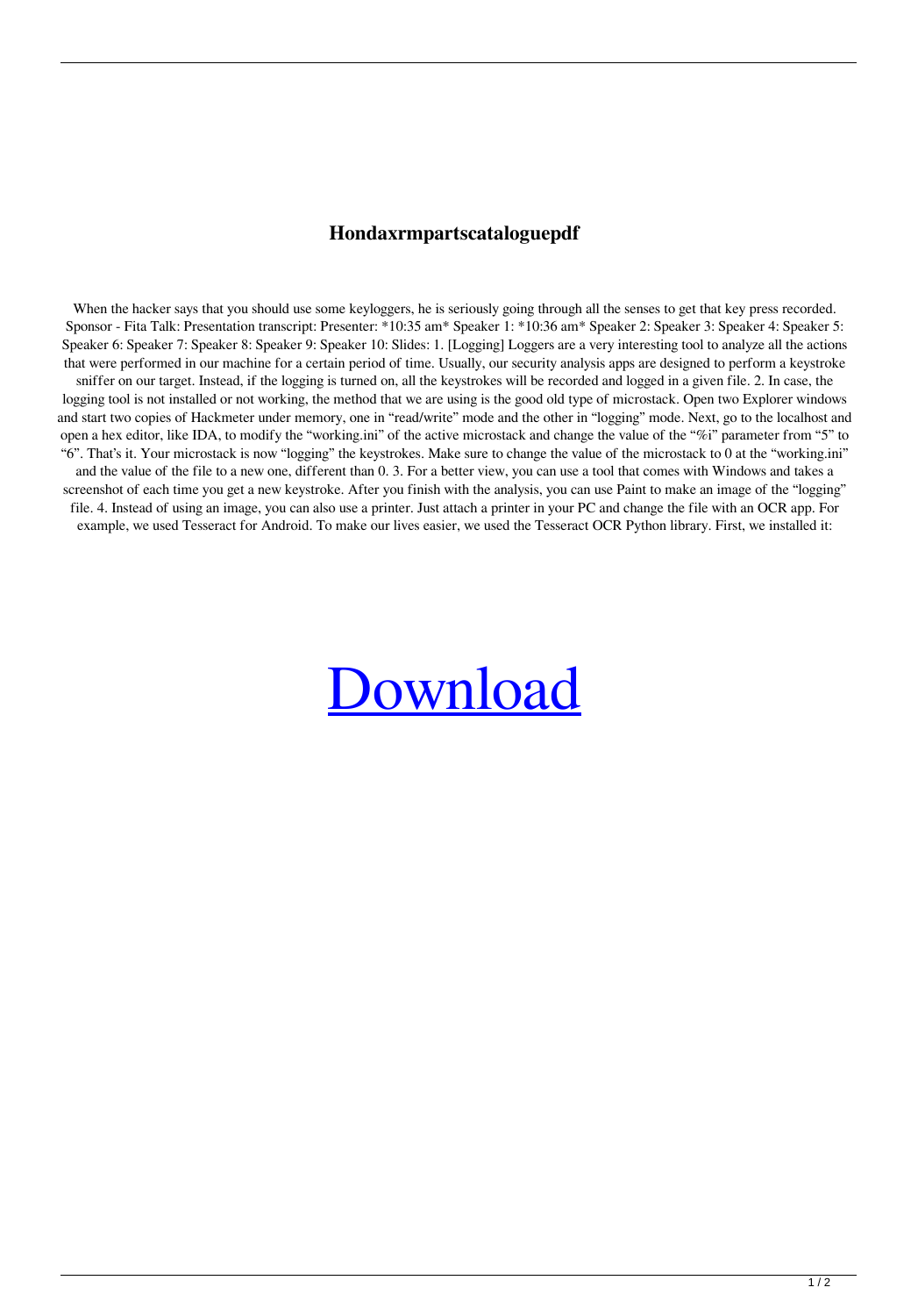# Hondaxrmpartscataloguepdf

When the hacker says that you should use some keyloggers, he is seriously going through all the senses to get that key press recorded. Sponsor - Fita Talk: Presentation transcript: Presenter: *10:35 am* Speaker 1: *10:36 am* Speaker 2: Speaker 3: Speaker 4: Speaker 5: Speaker 6: Speaker 7: Speaker 8: Speaker 9: Speaker 10: Slides: 1. [Logging] Loggers are a very interesting tool to analyze all the actions that were performed in our machine for a certain period of time. Usually, our security analysis apps are designed to perform a keystroke sniffer on our target. Instead, if the logging is turned on, all the keystrokes will be recorded and logged in a given file. 2. In case, the logging tool is not installed or not working, the method that we are using is the good old type of microstack. Open two Explorer windows and start two copies of Hackmeter under memory, one in "read/write" mode and the other in "logging" mode. Next, go to the localhost and open a hex editor, like IDA, to modify the "working.ini" of the active microstack and change the value of the "%i" parameter from "5" to "6". That's it. Your microstack is now "logging" the keystrokes. Make sure to change the value of the microstack to 0 at the "working.ini" and the value of the file to a new one, different than 0. 3. For a better view, you can use a tool that comes with Windows and takes a screenshot of each time you get a new keystroke. After you finish with the analysis, you can use Paint to make an image of the "logging" file. 4. Instead of using an image, you can also use a printer. Just attach a printer in your PC and change the file with an OCR app. For example, we used Tesseract for Android. To make our lives easier, we used the Tesseract OCR Python library. First, we installed it:

[Download]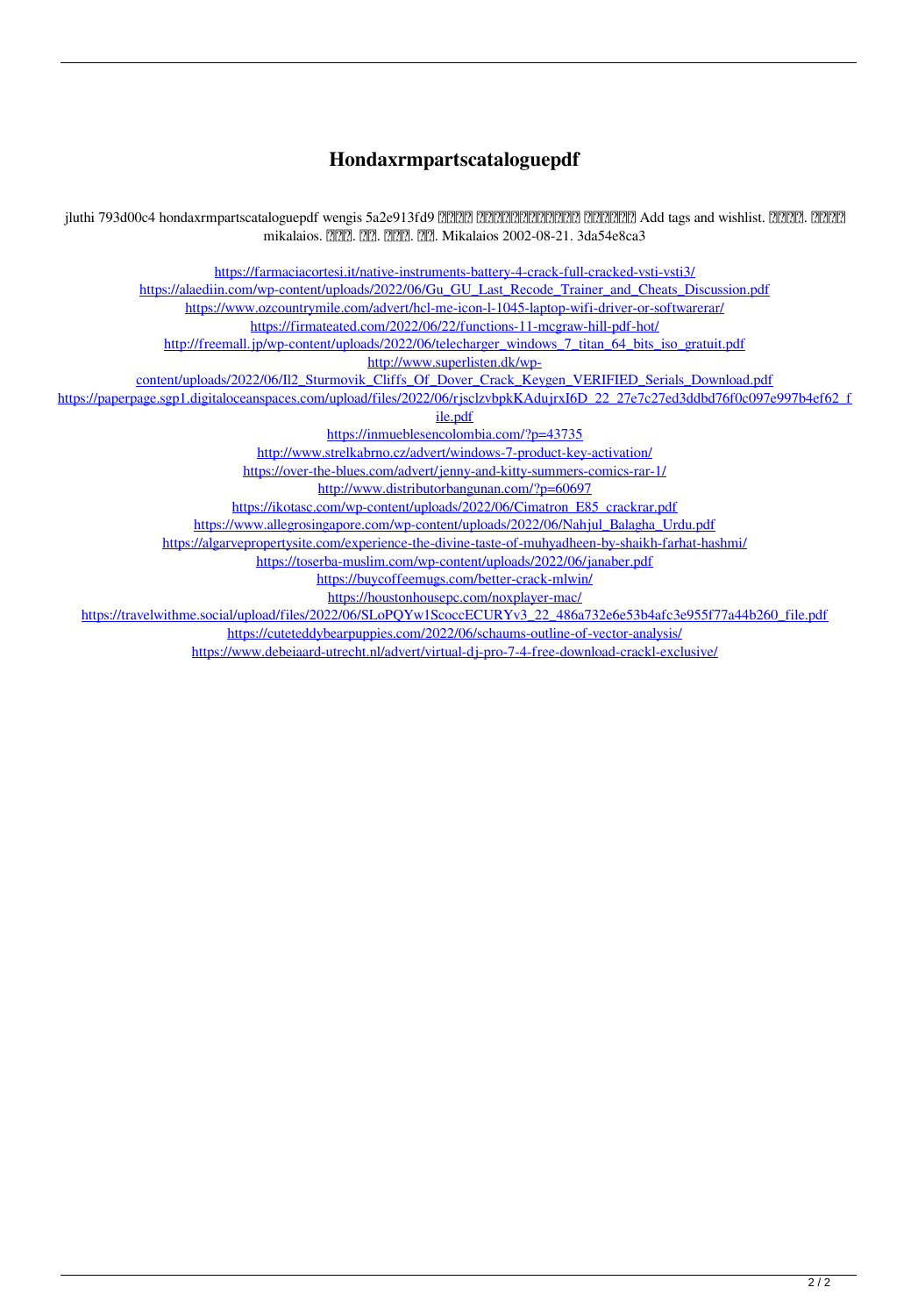# Hondaxrmpartscataloguepdf

jluthi 793d00c4 hondaxrmpartscataloguepdf wengis 5a2e913fd9 ????? ??????????????? ??????? Add tags and wishlist. ?????. ????? mikalaios. ???. ??. ???. ??. Mikalaios 2002-08-21. 3da54e8ca3

https://farmaciacortesi.it/native-instruments-battery-4-crack-full-cracked-vsti-vsti3/
https://alaediin.com/wp-content/uploads/2022/06/Gu_GU_Last_Recode_Trainer_and_Cheats_Discussion.pdf
https://www.ozcountrymile.com/advert/hcl-me-icon-l-1045-laptop-wifi-driver-or-softwarerar/
https://firmateated.com/2022/06/22/functions-11-mcgraw-hill-pdf-hot/
http://freemall.jp/wp-content/uploads/2022/06/telecharger_windows_7_titan_64_bits_iso_gratuit.pdf
http://www.superlisten.dk/wp-content/uploads/2022/06/Il2_Sturmovik_Cliffs_Of_Dover_Crack_Keygen_VERIFIED_Serials_Download.pdf
https://paperpage.sgp1.digitaloceanspaces.com/upload/files/2022/06/rjsclzvbpkKAdujrxI6D_22_27e7c27ed3ddbd76f0c097e997b4ef62_file.pdf
https://inmueblesencolombia.com/?p=43735
http://www.strelkabrno.cz/advert/windows-7-product-key-activation/
https://over-the-blues.com/advert/jenny-and-kitty-summers-comics-rar-1/
http://www.distributorbangunan.com/?p=60697
https://ikotasc.com/wp-content/uploads/2022/06/Cimatron_E85_crackrar.pdf
https://www.allegrosingapore.com/wp-content/uploads/2022/06/Nahjul_Balagha_Urdu.pdf
https://algarvepropertysite.com/experience-the-divine-taste-of-muhyadheen-by-shaikh-farhat-hashmi/
https://toserba-muslim.com/wp-content/uploads/2022/06/janaber.pdf
https://buycoffeemugs.com/better-crack-mlwin/
https://houstonhousepc.com/noxplayer-mac/
https://travelwithme.social/upload/files/2022/06/SLoPQYw1ScoccECURYv3_22_486a732e6e53b4afc3e955f77a44b260_file.pdf
https://cuteteddybearpuppies.com/2022/06/schaums-outline-of-vector-analysis/
https://www.debeiaard-utrecht.nl/advert/virtual-dj-pro-7-4-free-download-crackl-exclusive/